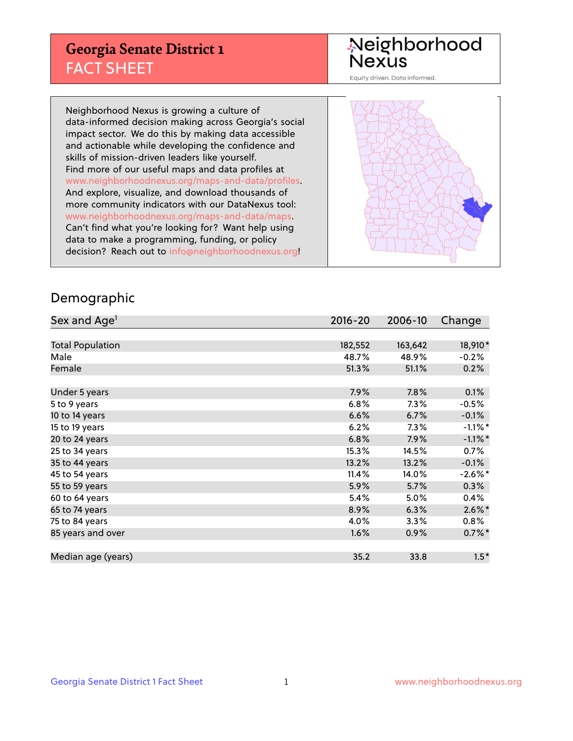# Georgia Senate District 1

## FACT SHEET

Neighborhood Nexus

Equity driven. Data informed.

Neighborhood Nexus is growing a culture of data-informed decision making across Georgia's social impact sector. We do this by making data accessible and actionable while developing the confidence and skills of mission-driven leaders like yourself. Find more of our useful maps and data profiles at www.neighborhoodnexus.org/maps-and-data/profiles. And explore, visualize, and download thousands of more community indicators with our DataNexus tool: www.neighborhoodnexus.org/maps-and-data/maps. Can't find what you're looking for? Want help using data to make a programming, funding, or policy decision? Reach out to info@neighborhoodnexus.org!

## Demographic

| Sex and Age[1] | 2016-20 | 2006-10 | Change |
|---|---|---|---|
| Total Population | 182,552 | 163,642 | 18,910* |
| Male | 48.7% | 48.9% | -0.2% |
| Female | 51.3% | 51.1% | 0.2% |
| | | | |
| Under 5 years | 7.9% | 7.8% | 0.1% |
| 5 to 9 years | 6.8% | 7.3% | -0.5% |
| 10 to 14 years | 6.6% | 6.7% | -0.1% |
| 15 to 19 years | 6.2% | 7.3% | -1.1%* |
| 20 to 24 years | 6.8% | 7.9% | -1.1%* |
| 25 to 34 years | 15.3% | 14.5% | 0.7% |
| 35 to 44 years | 13.2% | 13.2% | -0.1% |
| 45 to 54 years | 11.4% | 14.0% | -2.6%* |
| 55 to 59 years | 5.9% | 5.7% | 0.3% |
| 60 to 64 years | 5.4% | 5.0% | 0.4% |
| 65 to 74 years | 8.9% | 6.3% | 2.6%* |
| 75 to 84 years | 4.0% | 3.3% | 0.8% |
| 85 years and over | 1.6% | 0.9% | 0.7%* |
| | | | |
| Median age (years) | 35.2 | 33.8 | 1.5* |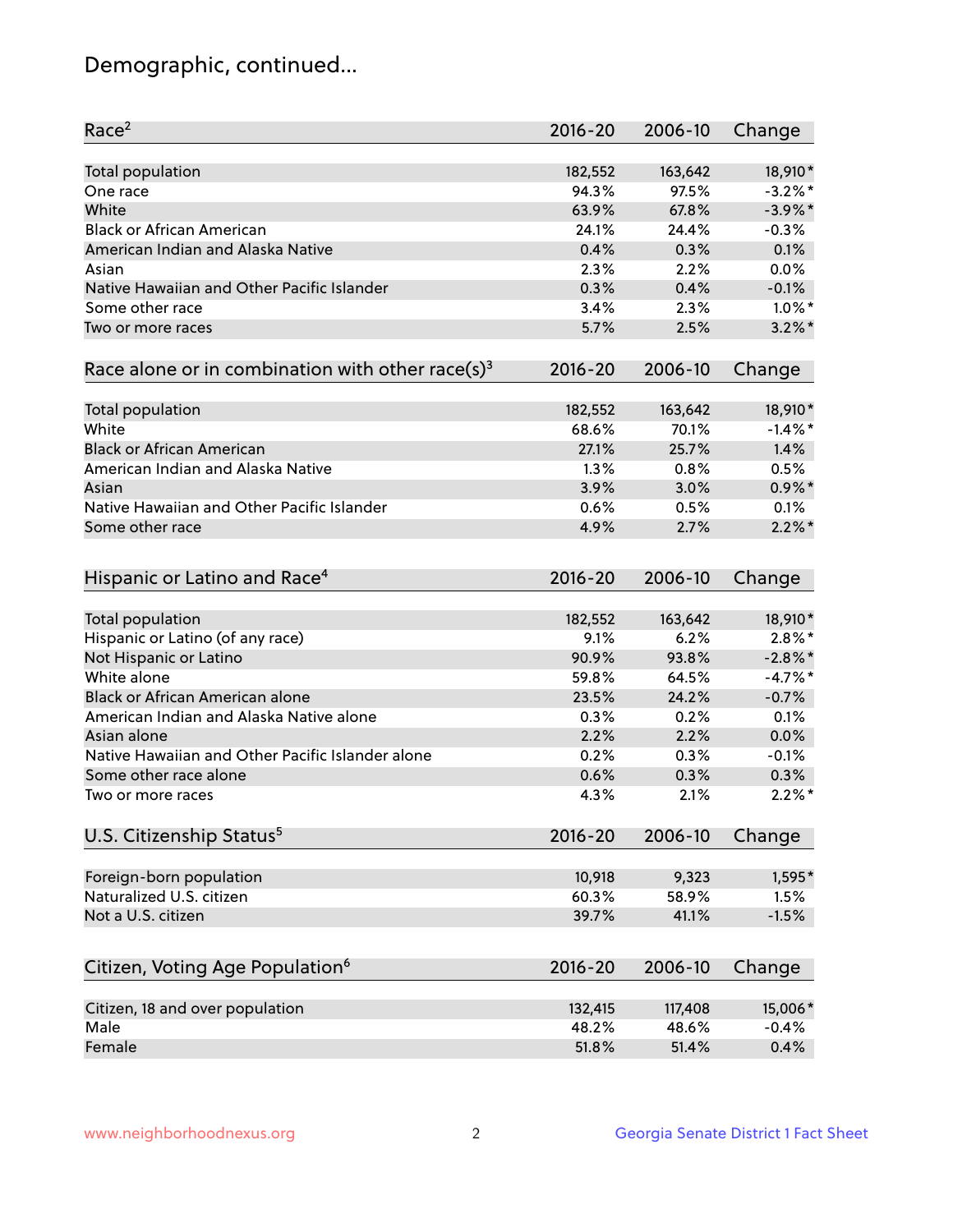# Demographic, continued...

| Race[2] | 2016-20 | 2006-10 | Change |
|---|---|---|---|
| Total population | 182,552 | 163,642 | 18,910* |
| One race | 94.3% | 97.5% | -3.2%* |
| White | 63.9% | 67.8% | -3.9%* |
| Black or African American | 24.1% | 24.4% | -0.3% |
| American Indian and Alaska Native | 0.4% | 0.3% | 0.1% |
| Asian | 2.3% | 2.2% | 0.0% |
| Native Hawaiian and Other Pacific Islander | 0.3% | 0.4% | -0.1% |
| Some other race | 3.4% | 2.3% | 1.0%* |
| Two or more races | 5.7% | 2.5% | 3.2%* |

| Race alone or in combination with other race(s)[3] | 2016-20 | 2006-10 | Change |
|---|---|---|---|
| Total population | 182,552 | 163,642 | 18,910* |
| White | 68.6% | 70.1% | -1.4%* |
| Black or African American | 27.1% | 25.7% | 1.4% |
| American Indian and Alaska Native | 1.3% | 0.8% | 0.5% |
| Asian | 3.9% | 3.0% | 0.9%* |
| Native Hawaiian and Other Pacific Islander | 0.6% | 0.5% | 0.1% |
| Some other race | 4.9% | 2.7% | 2.2%* |

| Hispanic or Latino and Race[4] | 2016-20 | 2006-10 | Change |
|---|---|---|---|
| Total population | 182,552 | 163,642 | 18,910* |
| Hispanic or Latino (of any race) | 9.1% | 6.2% | 2.8%* |
| Not Hispanic or Latino | 90.9% | 93.8% | -2.8%* |
| White alone | 59.8% | 64.5% | -4.7%* |
| Black or African American alone | 23.5% | 24.2% | -0.7% |
| American Indian and Alaska Native alone | 0.3% | 0.2% | 0.1% |
| Asian alone | 2.2% | 2.2% | 0.0% |
| Native Hawaiian and Other Pacific Islander alone | 0.2% | 0.3% | -0.1% |
| Some other race alone | 0.6% | 0.3% | 0.3% |
| Two or more races | 4.3% | 2.1% | 2.2%* |

| U.S. Citizenship Status[5] | 2016-20 | 2006-10 | Change |
|---|---|---|---|
| Foreign-born population | 10,918 | 9,323 | 1,595* |
| Naturalized U.S. citizen | 60.3% | 58.9% | 1.5% |
| Not a U.S. citizen | 39.7% | 41.1% | -1.5% |

| Citizen, Voting Age Population[6] | 2016-20 | 2006-10 | Change |
|---|---|---|---|
| Citizen, 18 and over population | 132,415 | 117,408 | 15,006* |
| Male | 48.2% | 48.6% | -0.4% |
| Female | 51.8% | 51.4% | 0.4% |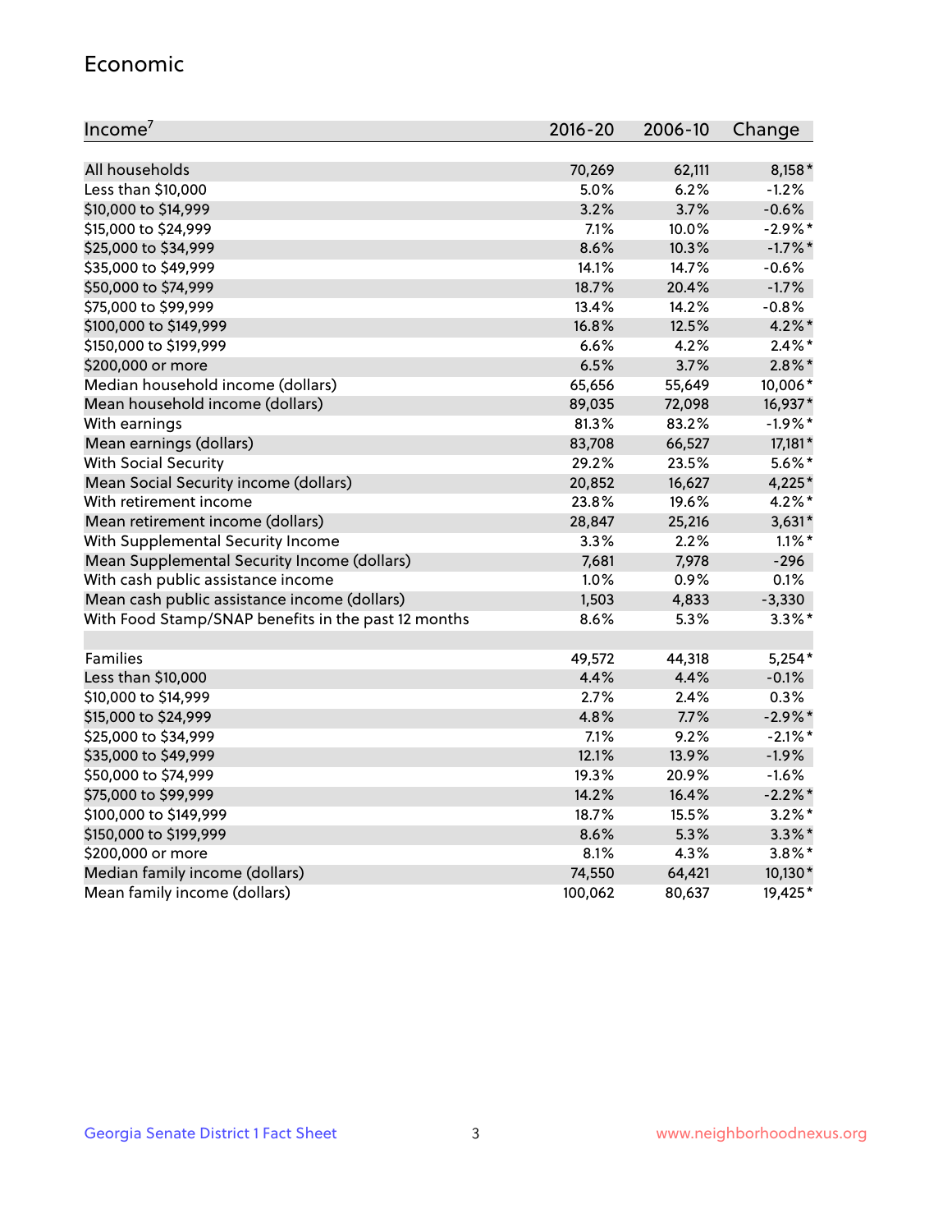## Economic

| Income[7] | 2016-20 | 2006-10 | Change |
|---|---|---|---|
| All households | 70,269 | 62,111 | 8,158* |
| Less than $10,000 | 5.0% | 6.2% | -1.2% |
| $10,000 to $14,999 | 3.2% | 3.7% | -0.6% |
| $15,000 to $24,999 | 7.1% | 10.0% | -2.9%* |
| $25,000 to $34,999 | 8.6% | 10.3% | -1.7%* |
| $35,000 to $49,999 | 14.1% | 14.7% | -0.6% |
| $50,000 to $74,999 | 18.7% | 20.4% | -1.7% |
| $75,000 to $99,999 | 13.4% | 14.2% | -0.8% |
| $100,000 to $149,999 | 16.8% | 12.5% | 4.2%* |
| $150,000 to $199,999 | 6.6% | 4.2% | 2.4%* |
| $200,000 or more | 6.5% | 3.7% | 2.8%* |
| Median household income (dollars) | 65,656 | 55,649 | 10,006* |
| Mean household income (dollars) | 89,035 | 72,098 | 16,937* |
| With earnings | 81.3% | 83.2% | -1.9%* |
| Mean earnings (dollars) | 83,708 | 66,527 | 17,181* |
| With Social Security | 29.2% | 23.5% | 5.6%* |
| Mean Social Security income (dollars) | 20,852 | 16,627 | 4,225* |
| With retirement income | 23.8% | 19.6% | 4.2%* |
| Mean retirement income (dollars) | 28,847 | 25,216 | 3,631* |
| With Supplemental Security Income | 3.3% | 2.2% | 1.1%* |
| Mean Supplemental Security Income (dollars) | 7,681 | 7,978 | -296 |
| With cash public assistance income | 1.0% | 0.9% | 0.1% |
| Mean cash public assistance income (dollars) | 1,503 | 4,833 | -3,330 |
| With Food Stamp/SNAP benefits in the past 12 months | 8.6% | 5.3% | 3.3%* |
| | | | |
| Families | 49,572 | 44,318 | 5,254* |
| Less than $10,000 | 4.4% | 4.4% | -0.1% |
| $10,000 to $14,999 | 2.7% | 2.4% | 0.3% |
| $15,000 to $24,999 | 4.8% | 7.7% | -2.9%* |
| $25,000 to $34,999 | 7.1% | 9.2% | -2.1%* |
| $35,000 to $49,999 | 12.1% | 13.9% | -1.9% |
| $50,000 to $74,999 | 19.3% | 20.9% | -1.6% |
| $75,000 to $99,999 | 14.2% | 16.4% | -2.2%* |
| $100,000 to $149,999 | 18.7% | 15.5% | 3.2%* |
| $150,000 to $199,999 | 8.6% | 5.3% | 3.3%* |
| $200,000 or more | 8.1% | 4.3% | 3.8%* |
| Median family income (dollars) | 74,550 | 64,421 | 10,130* |
| Mean family income (dollars) | 100,062 | 80,637 | 19,425* |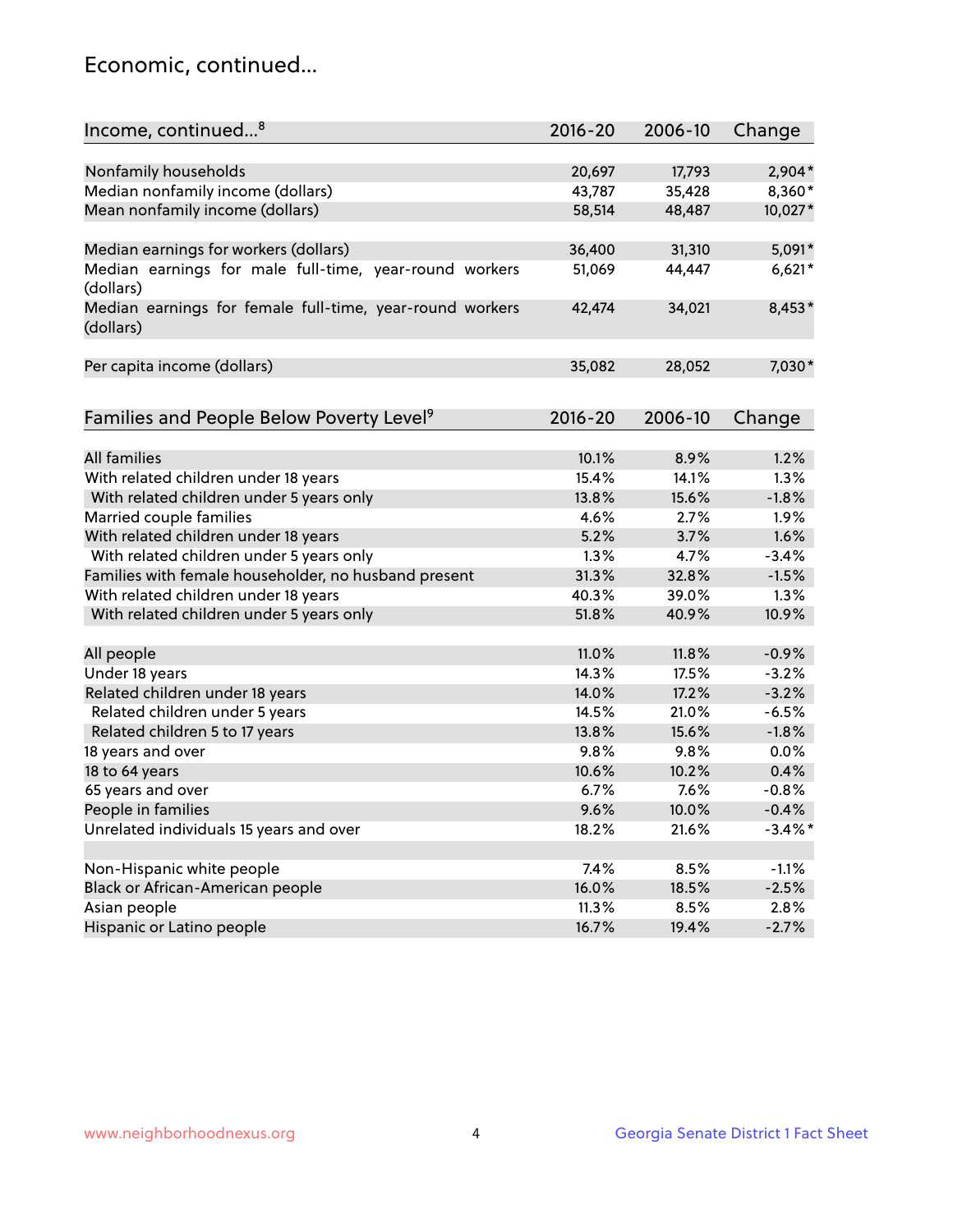## Economic, continued...

| Income, continued...[8] | 2016-20 | 2006-10 | Change |
|---|---|---|---|
| Nonfamily households | 20,697 | 17,793 | 2,904* |
| Median nonfamily income (dollars) | 43,787 | 35,428 | 8,360* |
| Mean nonfamily income (dollars) | 58,514 | 48,487 | 10,027* |
| Median earnings for workers (dollars) | 36,400 | 31,310 | 5,091* |
| Median earnings for male full-time, year-round workers (dollars) | 51,069 | 44,447 | 6,621* |
| Median earnings for female full-time, year-round workers (dollars) | 42,474 | 34,021 | 8,453* |
| Per capita income (dollars) | 35,082 | 28,052 | 7,030* |

| Families and People Below Poverty Level[9] | 2016-20 | 2006-10 | Change |
|---|---|---|---|
| All families | 10.1% | 8.9% | 1.2% |
| With related children under 18 years | 15.4% | 14.1% | 1.3% |
| With related children under 5 years only | 13.8% | 15.6% | -1.8% |
| Married couple families | 4.6% | 2.7% | 1.9% |
| With related children under 18 years | 5.2% | 3.7% | 1.6% |
| With related children under 5 years only | 1.3% | 4.7% | -3.4% |
| Families with female householder, no husband present | 31.3% | 32.8% | -1.5% |
| With related children under 18 years | 40.3% | 39.0% | 1.3% |
| With related children under 5 years only | 51.8% | 40.9% | 10.9% |
| All people | 11.0% | 11.8% | -0.9% |
| Under 18 years | 14.3% | 17.5% | -3.2% |
| Related children under 18 years | 14.0% | 17.2% | -3.2% |
| Related children under 5 years | 14.5% | 21.0% | -6.5% |
| Related children 5 to 17 years | 13.8% | 15.6% | -1.8% |
| 18 years and over | 9.8% | 9.8% | 0.0% |
| 18 to 64 years | 10.6% | 10.2% | 0.4% |
| 65 years and over | 6.7% | 7.6% | -0.8% |
| People in families | 9.6% | 10.0% | -0.4% |
| Unrelated individuals 15 years and over | 18.2% | 21.6% | -3.4%* |
| Non-Hispanic white people | 7.4% | 8.5% | -1.1% |
| Black or African-American people | 16.0% | 18.5% | -2.5% |
| Asian people | 11.3% | 8.5% | 2.8% |
| Hispanic or Latino people | 16.7% | 19.4% | -2.7% |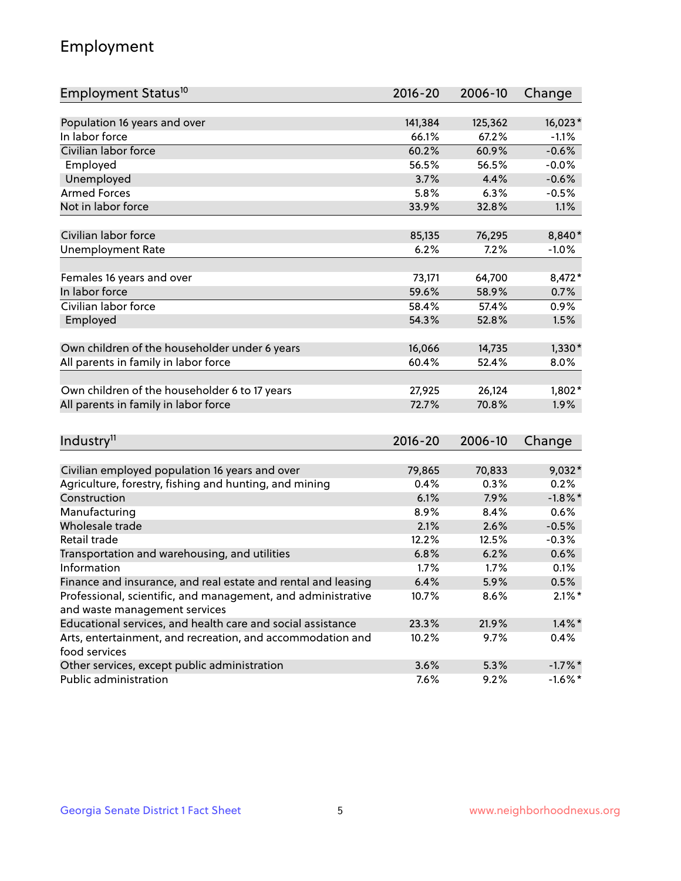## Employment

| Employment Status[10] | 2016-20 | 2006-10 | Change |
|---|---|---|---|
| Population 16 years and over | 141,384 | 125,362 | 16,023* |
| In labor force | 66.1% | 67.2% | -1.1% |
| Civilian labor force | 60.2% | 60.9% | -0.6% |
| Employed | 56.5% | 56.5% | -0.0% |
| Unemployed | 3.7% | 4.4% | -0.6% |
| Armed Forces | 5.8% | 6.3% | -0.5% |
| Not in labor force | 33.9% | 32.8% | 1.1% |
| | | | |
| Civilian labor force | 85,135 | 76,295 | 8,840* |
| Unemployment Rate | 6.2% | 7.2% | -1.0% |
| | | | |
| Females 16 years and over | 73,171 | 64,700 | 8,472* |
| In labor force | 59.6% | 58.9% | 0.7% |
| Civilian labor force | 58.4% | 57.4% | 0.9% |
| Employed | 54.3% | 52.8% | 1.5% |
| | | | |
| Own children of the householder under 6 years | 16,066 | 14,735 | 1,330* |
| All parents in family in labor force | 60.4% | 52.4% | 8.0% |
| | | | |
| Own children of the householder 6 to 17 years | 27,925 | 26,124 | 1,802* |
| All parents in family in labor force | 72.7% | 70.8% | 1.9% |

| Industry[11] | 2016-20 | 2006-10 | Change |
|---|---|---|---|
| Civilian employed population 16 years and over | 79,865 | 70,833 | 9,032* |
| Agriculture, forestry, fishing and hunting, and mining | 0.4% | 0.3% | 0.2% |
| Construction | 6.1% | 7.9% | -1.8%* |
| Manufacturing | 8.9% | 8.4% | 0.6% |
| Wholesale trade | 2.1% | 2.6% | -0.5% |
| Retail trade | 12.2% | 12.5% | -0.3% |
| Transportation and warehousing, and utilities | 6.8% | 6.2% | 0.6% |
| Information | 1.7% | 1.7% | 0.1% |
| Finance and insurance, and real estate and rental and leasing | 6.4% | 5.9% | 0.5% |
| Professional, scientific, and management, and administrative and waste management services | 10.7% | 8.6% | 2.1%* |
| Educational services, and health care and social assistance | 23.3% | 21.9% | 1.4%* |
| Arts, entertainment, and recreation, and accommodation and food services | 10.2% | 9.7% | 0.4% |
| Other services, except public administration | 3.6% | 5.3% | -1.7%* |
| Public administration | 7.6% | 9.2% | -1.6%* |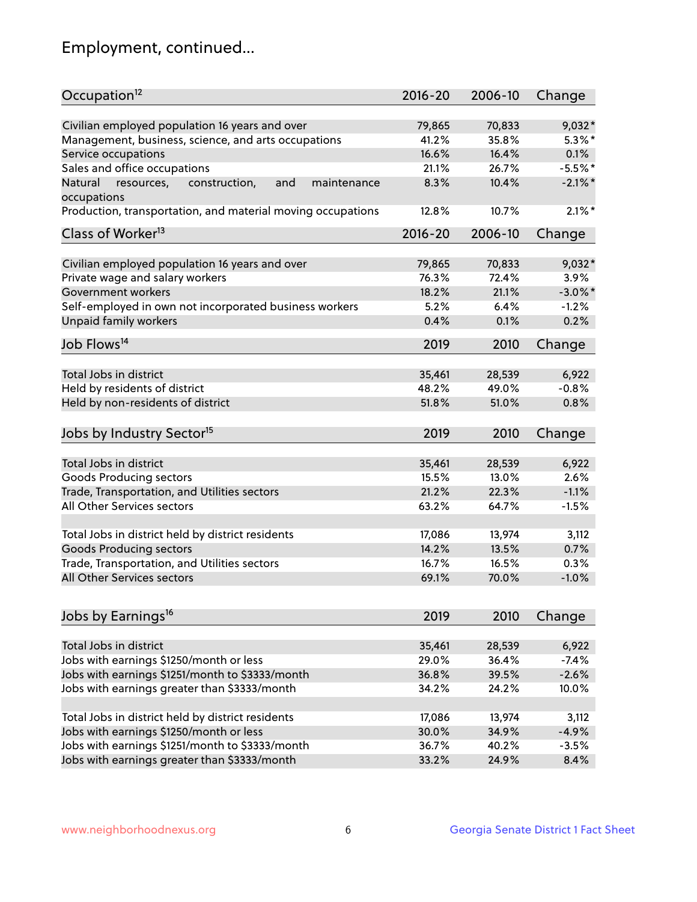# Employment, continued...

| Occupation[12] | 2016-20 | 2006-10 | Change |
|---|---|---|---|
| Civilian employed population 16 years and over | 79,865 | 70,833 | 9,032* |
| Management, business, science, and arts occupations | 41.2% | 35.8% | 5.3%* |
| Service occupations | 16.6% | 16.4% | 0.1% |
| Sales and office occupations | 21.1% | 26.7% | -5.5%* |
| Natural resources, construction, and maintenance occupations | 8.3% | 10.4% | -2.1%* |
| Production, transportation, and material moving occupations | 12.8% | 10.7% | 2.1%* |

| Class of Worker[13] | 2016-20 | 2006-10 | Change |
|---|---|---|---|
| Civilian employed population 16 years and over | 79,865 | 70,833 | 9,032* |
| Private wage and salary workers | 76.3% | 72.4% | 3.9% |
| Government workers | 18.2% | 21.1% | -3.0%* |
| Self-employed in own not incorporated business workers | 5.2% | 6.4% | -1.2% |
| Unpaid family workers | 0.4% | 0.1% | 0.2% |

| Job Flows[14] | 2019 | 2010 | Change |
|---|---|---|---|
| Total Jobs in district | 35,461 | 28,539 | 6,922 |
| Held by residents of district | 48.2% | 49.0% | -0.8% |
| Held by non-residents of district | 51.8% | 51.0% | 0.8% |

| Jobs by Industry Sector[15] | 2019 | 2010 | Change |
|---|---|---|---|
| Total Jobs in district | 35,461 | 28,539 | 6,922 |
| Goods Producing sectors | 15.5% | 13.0% | 2.6% |
| Trade, Transportation, and Utilities sectors | 21.2% | 22.3% | -1.1% |
| All Other Services sectors | 63.2% | 64.7% | -1.5% |
| | | | |
| Total Jobs in district held by district residents | 17,086 | 13,974 | 3,112 |
| Goods Producing sectors | 14.2% | 13.5% | 0.7% |
| Trade, Transportation, and Utilities sectors | 16.7% | 16.5% | 0.3% |
| All Other Services sectors | 69.1% | 70.0% | -1.0% |

| Jobs by Earnings[16] | 2019 | 2010 | Change |
|---|---|---|---|
| Total Jobs in district | 35,461 | 28,539 | 6,922 |
| Jobs with earnings $1250/month or less | 29.0% | 36.4% | -7.4% |
| Jobs with earnings $1251/month to $3333/month | 36.8% | 39.5% | -2.6% |
| Jobs with earnings greater than $3333/month | 34.2% | 24.2% | 10.0% |
| | | | |
| Total Jobs in district held by district residents | 17,086 | 13,974 | 3,112 |
| Jobs with earnings $1250/month or less | 30.0% | 34.9% | -4.9% |
| Jobs with earnings $1251/month to $3333/month | 36.7% | 40.2% | -3.5% |
| Jobs with earnings greater than $3333/month | 33.2% | 24.9% | 8.4% |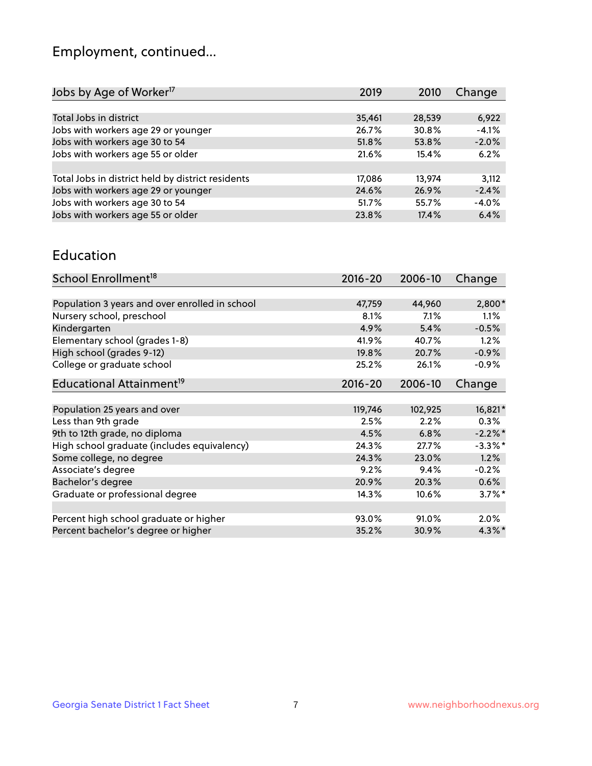# Employment, continued...

| Jobs by Age of Worker[17] | 2019 | 2010 | Change |
|---|---|---|---|
| | | | |
| Total Jobs in district | 35,461 | 28,539 | 6,922 |
| Jobs with workers age 29 or younger | 26.7% | 30.8% | -4.1% |
| Jobs with workers age 30 to 54 | 51.8% | 53.8% | -2.0% |
| Jobs with workers age 55 or older | 21.6% | 15.4% | 6.2% |
| | | | |
| Total Jobs in district held by district residents | 17,086 | 13,974 | 3,112 |
| Jobs with workers age 29 or younger | 24.6% | 26.9% | -2.4% |
| Jobs with workers age 30 to 54 | 51.7% | 55.7% | -4.0% |
| Jobs with workers age 55 or older | 23.8% | 17.4% | 6.4% |

## Education

| School Enrollment[18] | 2016-20 | 2006-10 | Change |
|---|---|---|---|
| | | | |
| Population 3 years and over enrolled in school | 47,759 | 44,960 | 2,800* |
| Nursery school, preschool | 8.1% | 7.1% | 1.1% |
| Kindergarten | 4.9% | 5.4% | -0.5% |
| Elementary school (grades 1-8) | 41.9% | 40.7% | 1.2% |
| High school (grades 9-12) | 19.8% | 20.7% | -0.9% |
| College or graduate school | 25.2% | 26.1% | -0.9% |

| Educational Attainment[19] | 2016-20 | 2006-10 | Change |
|---|---|---|---|
| | | | |
| Population 25 years and over | 119,746 | 102,925 | 16,821* |
| Less than 9th grade | 2.5% | 2.2% | 0.3% |
| 9th to 12th grade, no diploma | 4.5% | 6.8% | -2.2%* |
| High school graduate (includes equivalency) | 24.3% | 27.7% | -3.3%* |
| Some college, no degree | 24.3% | 23.0% | 1.2% |
| Associate's degree | 9.2% | 9.4% | -0.2% |
| Bachelor's degree | 20.9% | 20.3% | 0.6% |
| Graduate or professional degree | 14.3% | 10.6% | 3.7%* |
| | | | |
| Percent high school graduate or higher | 93.0% | 91.0% | 2.0% |
| Percent bachelor's degree or higher | 35.2% | 30.9% | 4.3%* |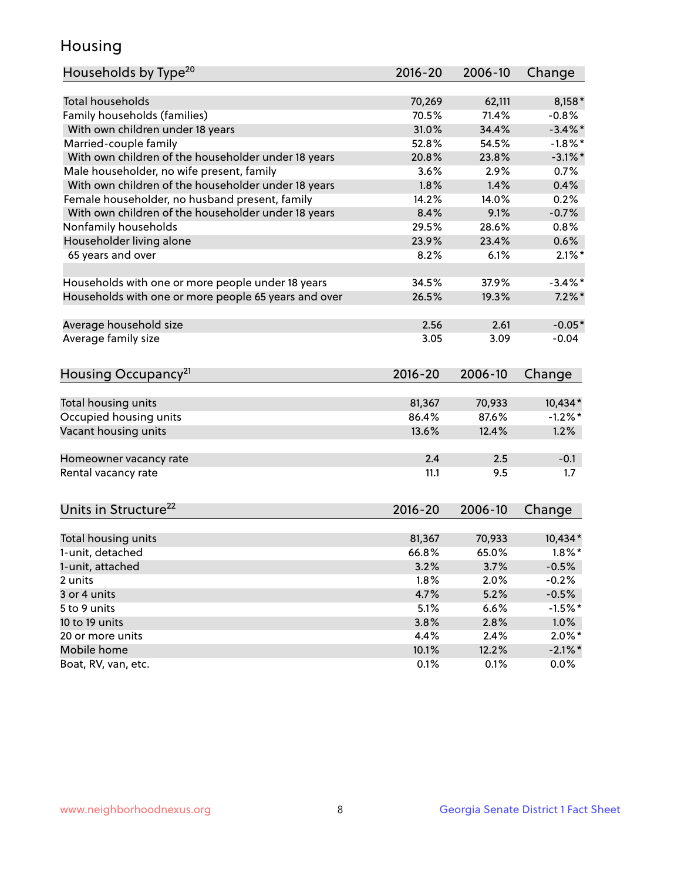## Housing

| Households by Type[20] | 2016-20 | 2006-10 | Change |
|---|---|---|---|
| Total households | 70,269 | 62,111 | 8,158* |
| Family households (families) | 70.5% | 71.4% | -0.8% |
| With own children under 18 years | 31.0% | 34.4% | -3.4%* |
| Married-couple family | 52.8% | 54.5% | -1.8%* |
| With own children of the householder under 18 years | 20.8% | 23.8% | -3.1%* |
| Male householder, no wife present, family | 3.6% | 2.9% | 0.7% |
| With own children of the householder under 18 years | 1.8% | 1.4% | 0.4% |
| Female householder, no husband present, family | 14.2% | 14.0% | 0.2% |
| With own children of the householder under 18 years | 8.4% | 9.1% | -0.7% |
| Nonfamily households | 29.5% | 28.6% | 0.8% |
| Householder living alone | 23.9% | 23.4% | 0.6% |
| 65 years and over | 8.2% | 6.1% | 2.1%* |
| | | | |
| Households with one or more people under 18 years | 34.5% | 37.9% | -3.4%* |
| Households with one or more people 65 years and over | 26.5% | 19.3% | 7.2%* |
| | | | |
| Average household size | 2.56 | 2.61 | -0.05* |
| Average family size | 3.05 | 3.09 | -0.04 |

| Housing Occupancy[21] | 2016-20 | 2006-10 | Change |
|---|---|---|---|
| Total housing units | 81,367 | 70,933 | 10,434* |
| Occupied housing units | 86.4% | 87.6% | -1.2%* |
| Vacant housing units | 13.6% | 12.4% | 1.2% |
| | | | |
| Homeowner vacancy rate | 2.4 | 2.5 | -0.1 |
| Rental vacancy rate | 11.1 | 9.5 | 1.7 |

| Units in Structure[22] | 2016-20 | 2006-10 | Change |
|---|---|---|---|
| Total housing units | 81,367 | 70,933 | 10,434* |
| 1-unit, detached | 66.8% | 65.0% | 1.8%* |
| 1-unit, attached | 3.2% | 3.7% | -0.5% |
| 2 units | 1.8% | 2.0% | -0.2% |
| 3 or 4 units | 4.7% | 5.2% | -0.5% |
| 5 to 9 units | 5.1% | 6.6% | -1.5%* |
| 10 to 19 units | 3.8% | 2.8% | 1.0% |
| 20 or more units | 4.4% | 2.4% | 2.0%* |
| Mobile home | 10.1% | 12.2% | -2.1%* |
| Boat, RV, van, etc. | 0.1% | 0.1% | 0.0% |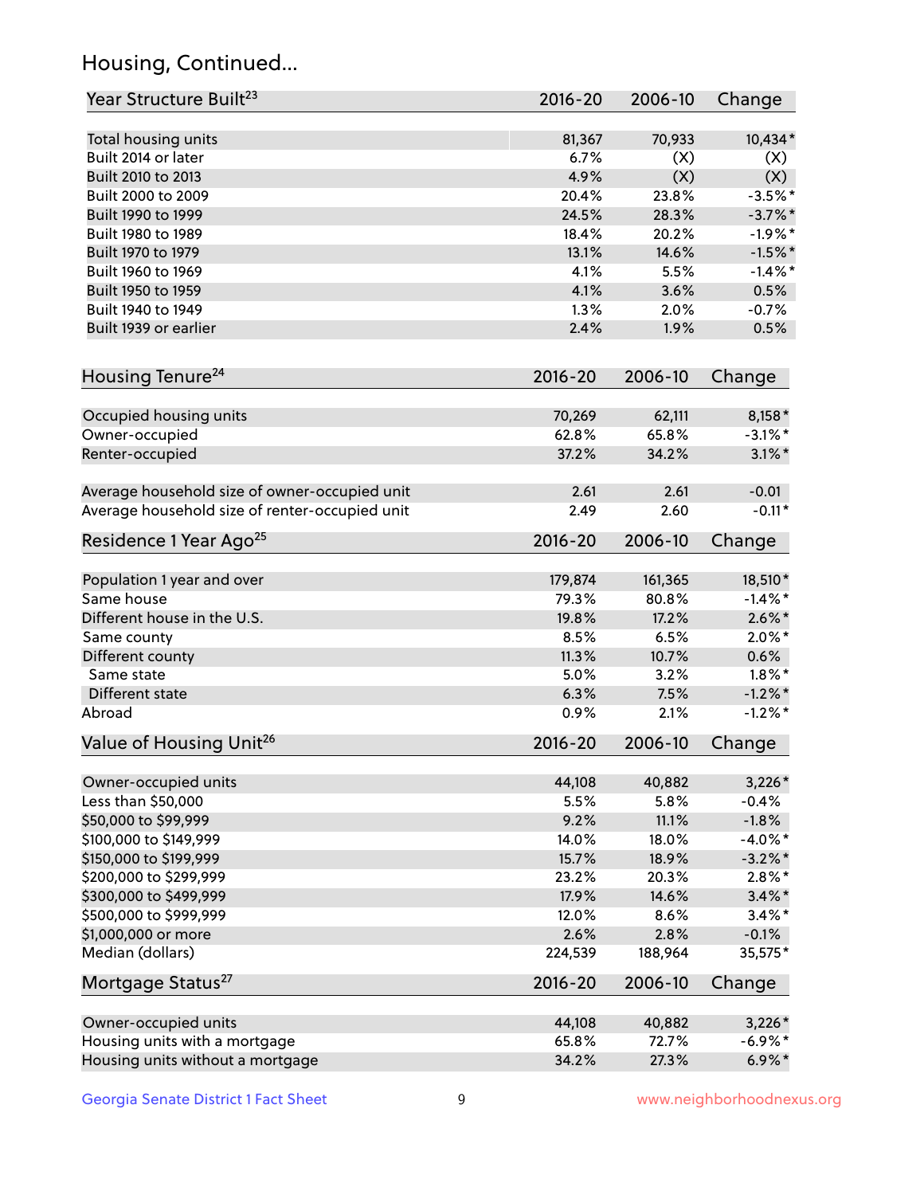## Housing, Continued...

| Year Structure Built[23] | 2016-20 | 2006-10 | Change |
|---|---|---|---|
| Total housing units | 81,367 | 70,933 | 10,434* |
| Built 2014 or later | 6.7% | (X) | (X) |
| Built 2010 to 2013 | 4.9% | (X) | (X) |
| Built 2000 to 2009 | 20.4% | 23.8% | -3.5%* |
| Built 1990 to 1999 | 24.5% | 28.3% | -3.7%* |
| Built 1980 to 1989 | 18.4% | 20.2% | -1.9%* |
| Built 1970 to 1979 | 13.1% | 14.6% | -1.5%* |
| Built 1960 to 1969 | 4.1% | 5.5% | -1.4%* |
| Built 1950 to 1959 | 4.1% | 3.6% | 0.5% |
| Built 1940 to 1949 | 1.3% | 2.0% | -0.7% |
| Built 1939 or earlier | 2.4% | 1.9% | 0.5% |

| Housing Tenure[24] | 2016-20 | 2006-10 | Change |
|---|---|---|---|
| Occupied housing units | 70,269 | 62,111 | 8,158* |
| Owner-occupied | 62.8% | 65.8% | -3.1%* |
| Renter-occupied | 37.2% | 34.2% | 3.1%* |
| Average household size of owner-occupied unit | 2.61 | 2.61 | -0.01 |
| Average household size of renter-occupied unit | 2.49 | 2.60 | -0.11* |

| Residence 1 Year Ago[25] | 2016-20 | 2006-10 | Change |
|---|---|---|---|
| Population 1 year and over | 179,874 | 161,365 | 18,510* |
| Same house | 79.3% | 80.8% | -1.4%* |
| Different house in the U.S. | 19.8% | 17.2% | 2.6%* |
| Same county | 8.5% | 6.5% | 2.0%* |
| Different county | 11.3% | 10.7% | 0.6% |
| Same state | 5.0% | 3.2% | 1.8%* |
| Different state | 6.3% | 7.5% | -1.2%* |
| Abroad | 0.9% | 2.1% | -1.2%* |

| Value of Housing Unit[26] | 2016-20 | 2006-10 | Change |
|---|---|---|---|
| Owner-occupied units | 44,108 | 40,882 | 3,226* |
| Less than $50,000 | 5.5% | 5.8% | -0.4% |
| $50,000 to $99,999 | 9.2% | 11.1% | -1.8% |
| $100,000 to $149,999 | 14.0% | 18.0% | -4.0%* |
| $150,000 to $199,999 | 15.7% | 18.9% | -3.2%* |
| $200,000 to $299,999 | 23.2% | 20.3% | 2.8%* |
| $300,000 to $499,999 | 17.9% | 14.6% | 3.4%* |
| $500,000 to $999,999 | 12.0% | 8.6% | 3.4%* |
| $1,000,000 or more | 2.6% | 2.8% | -0.1% |
| Median (dollars) | 224,539 | 188,964 | 35,575* |

| Mortgage Status[27] | 2016-20 | 2006-10 | Change |
|---|---|---|---|
| Owner-occupied units | 44,108 | 40,882 | 3,226* |
| Housing units with a mortgage | 65.8% | 72.7% | -6.9%* |
| Housing units without a mortgage | 34.2% | 27.3% | 6.9%* |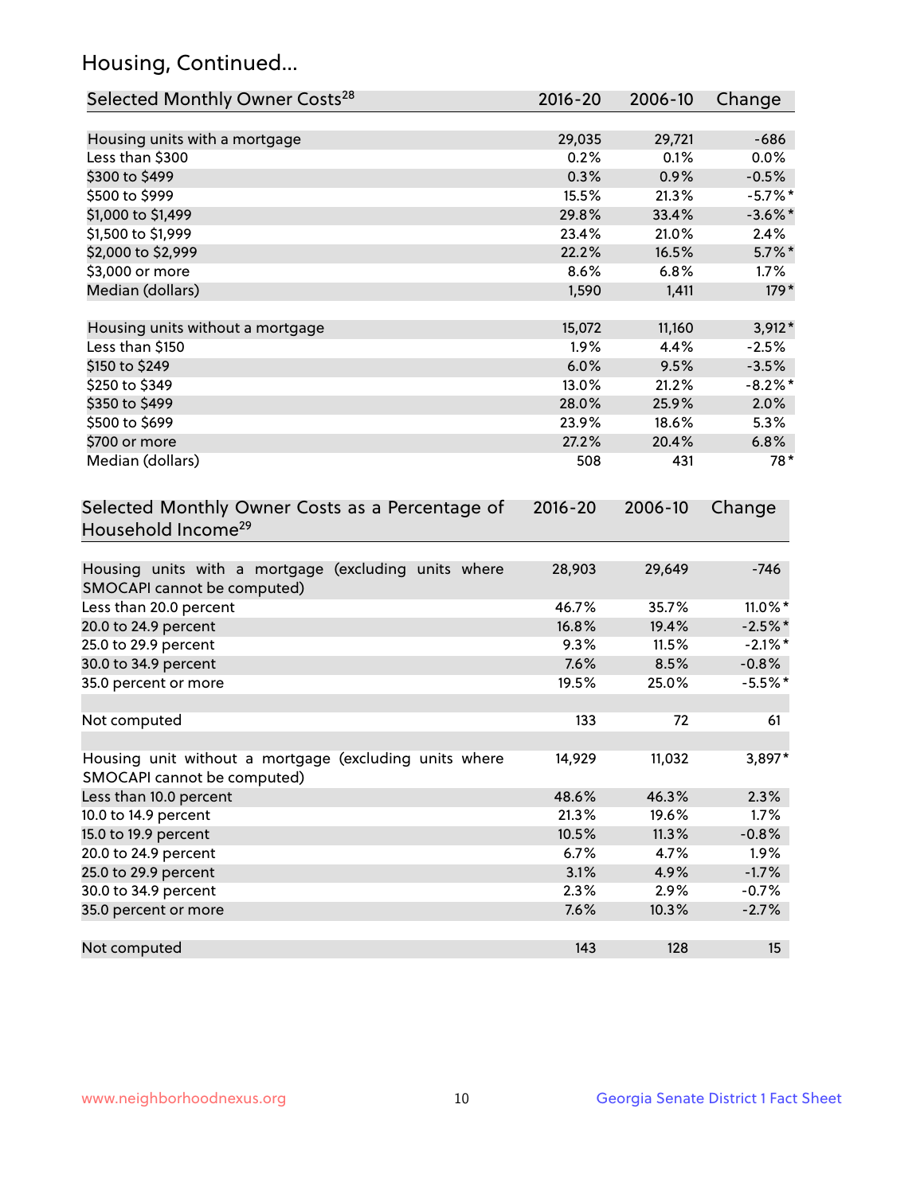## Housing, Continued...

| Selected Monthly Owner Costs[28] | 2016-20 | 2006-10 | Change |
|---|---|---|---|
| Housing units with a mortgage | 29,035 | 29,721 | -686 |
| Less than $300 | 0.2% | 0.1% | 0.0% |
| $300 to $499 | 0.3% | 0.9% | -0.5% |
| $500 to $999 | 15.5% | 21.3% | -5.7%* |
| $1,000 to $1,499 | 29.8% | 33.4% | -3.6%* |
| $1,500 to $1,999 | 23.4% | 21.0% | 2.4% |
| $2,000 to $2,999 | 22.2% | 16.5% | 5.7%* |
| $3,000 or more | 8.6% | 6.8% | 1.7% |
| Median (dollars) | 1,590 | 1,411 | 179* |
| Housing units without a mortgage | 15,072 | 11,160 | 3,912* |
| Less than $150 | 1.9% | 4.4% | -2.5% |
| $150 to $249 | 6.0% | 9.5% | -3.5% |
| $250 to $349 | 13.0% | 21.2% | -8.2%* |
| $350 to $499 | 28.0% | 25.9% | 2.0% |
| $500 to $699 | 23.9% | 18.6% | 5.3% |
| $700 or more | 27.2% | 20.4% | 6.8% |
| Median (dollars) | 508 | 431 | 78* |

| Selected Monthly Owner Costs as a Percentage of Household Income[29] | 2016-20 | 2006-10 | Change |
|---|---|---|---|
| Housing units with a mortgage (excluding units where SMOCAPI cannot be computed) | 28,903 | 29,649 | -746 |
| Less than 20.0 percent | 46.7% | 35.7% | 11.0%* |
| 20.0 to 24.9 percent | 16.8% | 19.4% | -2.5%* |
| 25.0 to 29.9 percent | 9.3% | 11.5% | -2.1%* |
| 30.0 to 34.9 percent | 7.6% | 8.5% | -0.8% |
| 35.0 percent or more | 19.5% | 25.0% | -5.5%* |
| Not computed | 133 | 72 | 61 |
| Housing unit without a mortgage (excluding units where SMOCAPI cannot be computed) | 14,929 | 11,032 | 3,897* |
| Less than 10.0 percent | 48.6% | 46.3% | 2.3% |
| 10.0 to 14.9 percent | 21.3% | 19.6% | 1.7% |
| 15.0 to 19.9 percent | 10.5% | 11.3% | -0.8% |
| 20.0 to 24.9 percent | 6.7% | 4.7% | 1.9% |
| 25.0 to 29.9 percent | 3.1% | 4.9% | -1.7% |
| 30.0 to 34.9 percent | 2.3% | 2.9% | -0.7% |
| 35.0 percent or more | 7.6% | 10.3% | -2.7% |
| Not computed | 143 | 128 | 15 |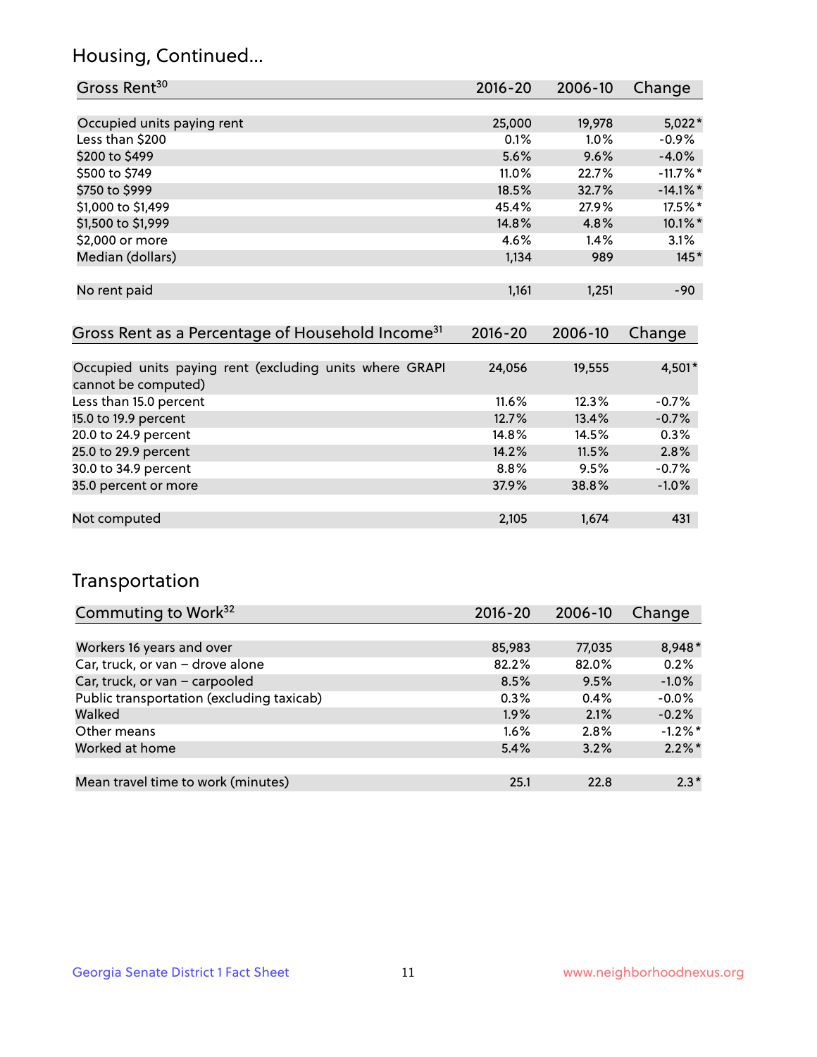# Housing, Continued...

| Gross Rent[30] | 2016-20 | 2006-10 | Change |
|---|---|---|---|
| Occupied units paying rent | 25,000 | 19,978 | 5,022* |
| Less than $200 | 0.1% | 1.0% | -0.9% |
| $200 to $499 | 5.6% | 9.6% | -4.0% |
| $500 to $749 | 11.0% | 22.7% | -11.7%* |
| $750 to $999 | 18.5% | 32.7% | -14.1%* |
| $1,000 to $1,499 | 45.4% | 27.9% | 17.5%* |
| $1,500 to $1,999 | 14.8% | 4.8% | 10.1%* |
| $2,000 or more | 4.6% | 1.4% | 3.1% |
| Median (dollars) | 1,134 | 989 | 145* |
| No rent paid | 1,161 | 1,251 | -90 |

| Gross Rent as a Percentage of Household Income[31] | 2016-20 | 2006-10 | Change |
|---|---|---|---|
| Occupied units paying rent (excluding units where GRAPI cannot be computed) | 24,056 | 19,555 | 4,501* |
| Less than 15.0 percent | 11.6% | 12.3% | -0.7% |
| 15.0 to 19.9 percent | 12.7% | 13.4% | -0.7% |
| 20.0 to 24.9 percent | 14.8% | 14.5% | 0.3% |
| 25.0 to 29.9 percent | 14.2% | 11.5% | 2.8% |
| 30.0 to 34.9 percent | 8.8% | 9.5% | -0.7% |
| 35.0 percent or more | 37.9% | 38.8% | -1.0% |
| Not computed | 2,105 | 1,674 | 431 |

# Transportation

| Commuting to Work[32] | 2016-20 | 2006-10 | Change |
|---|---|---|---|
| Workers 16 years and over | 85,983 | 77,035 | 8,948* |
| Car, truck, or van – drove alone | 82.2% | 82.0% | 0.2% |
| Car, truck, or van – carpooled | 8.5% | 9.5% | -1.0% |
| Public transportation (excluding taxicab) | 0.3% | 0.4% | -0.0% |
| Walked | 1.9% | 2.1% | -0.2% |
| Other means | 1.6% | 2.8% | -1.2%* |
| Worked at home | 5.4% | 3.2% | 2.2%* |
| Mean travel time to work (minutes) | 25.1 | 22.8 | 2.3* |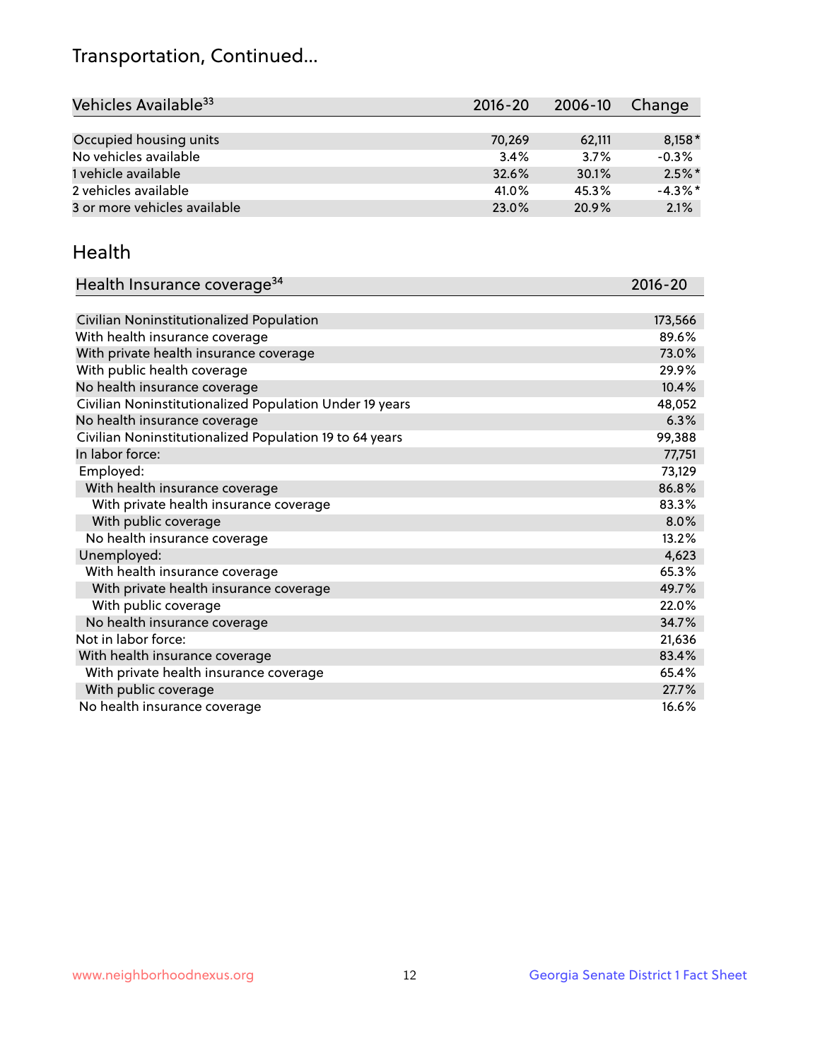# Transportation, Continued...

| Vehicles Available[33] | 2016-20 | 2006-10 | Change |
|---|---|---|---|
| Occupied housing units | 70,269 | 62,111 | 8,158* |
| No vehicles available | 3.4% | 3.7% | -0.3% |
| 1 vehicle available | 32.6% | 30.1% | 2.5%* |
| 2 vehicles available | 41.0% | 45.3% | -4.3%* |
| 3 or more vehicles available | 23.0% | 20.9% | 2.1% |

## Health

| Health Insurance coverage[34] | 2016-20 |
|---|---|
| Civilian Noninstitutionalized Population | 173,566 |
| With health insurance coverage | 89.6% |
| With private health insurance coverage | 73.0% |
| With public health coverage | 29.9% |
| No health insurance coverage | 10.4% |
| Civilian Noninstitutionalized Population Under 19 years | 48,052 |
| No health insurance coverage | 6.3% |
| Civilian Noninstitutionalized Population 19 to 64 years | 99,388 |
| In labor force: | 77,751 |
| Employed: | 73,129 |
| With health insurance coverage | 86.8% |
| With private health insurance coverage | 83.3% |
| With public coverage | 8.0% |
| No health insurance coverage | 13.2% |
| Unemployed: | 4,623 |
| With health insurance coverage | 65.3% |
| With private health insurance coverage | 49.7% |
| With public coverage | 22.0% |
| No health insurance coverage | 34.7% |
| Not in labor force: | 21,636 |
| With health insurance coverage | 83.4% |
| With private health insurance coverage | 65.4% |
| With public coverage | 27.7% |
| No health insurance coverage | 16.6% |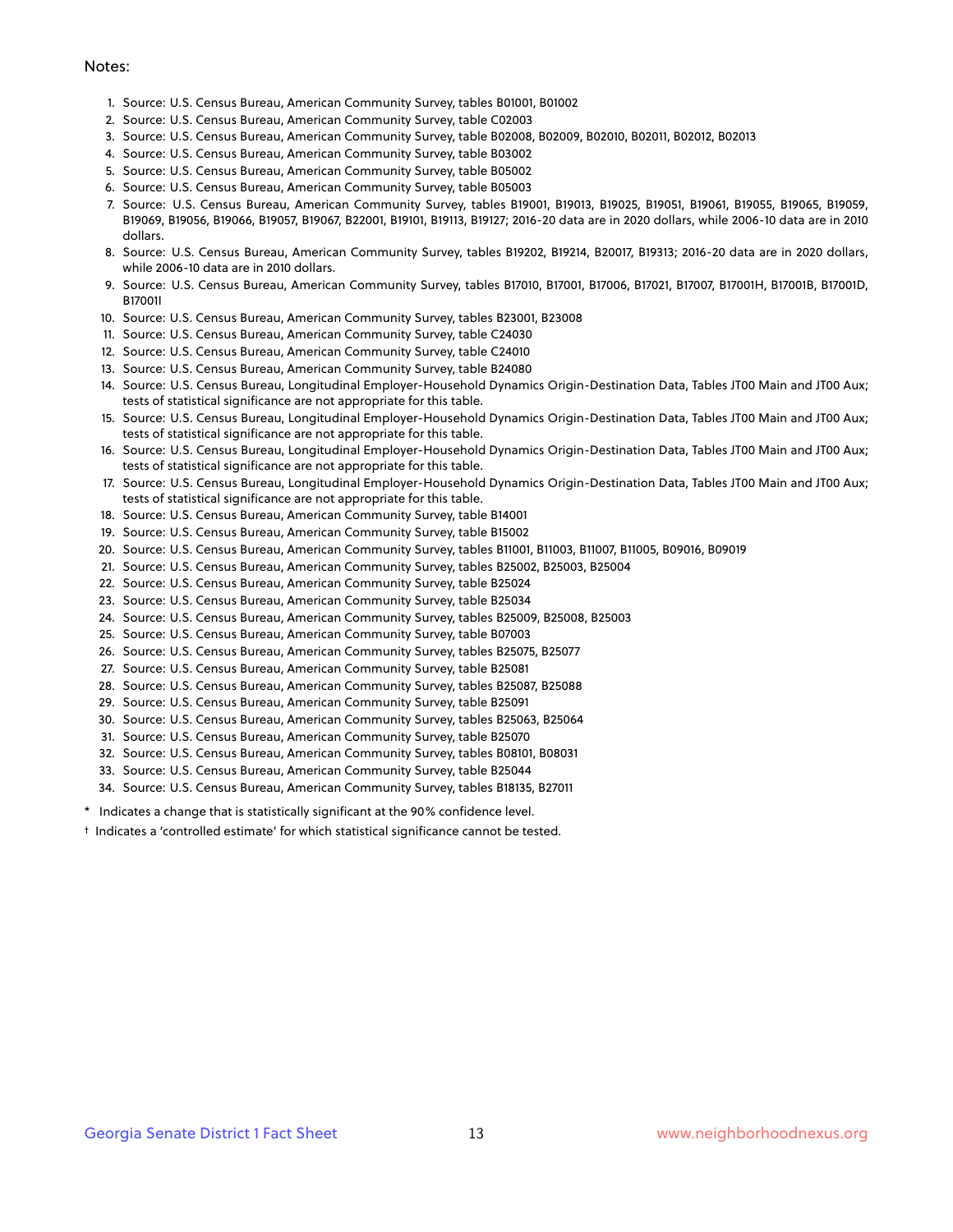Notes:

1. Source: U.S. Census Bureau, American Community Survey, tables B01001, B01002
2. Source: U.S. Census Bureau, American Community Survey, table C02003
3. Source: U.S. Census Bureau, American Community Survey, table B02008, B02009, B02010, B02011, B02012, B02013
4. Source: U.S. Census Bureau, American Community Survey, table B03002
5. Source: U.S. Census Bureau, American Community Survey, table B05002
6. Source: U.S. Census Bureau, American Community Survey, table B05003
7. Source: U.S. Census Bureau, American Community Survey, tables B19001, B19013, B19025, B19051, B19061, B19055, B19065, B19059, B19069, B19056, B19066, B19057, B19067, B22001, B19101, B19113, B19127; 2016-20 data are in 2020 dollars, while 2006-10 data are in 2010 dollars.
8. Source: U.S. Census Bureau, American Community Survey, tables B19202, B19214, B20017, B19313; 2016-20 data are in 2020 dollars, while 2006-10 data are in 2010 dollars.
9. Source: U.S. Census Bureau, American Community Survey, tables B17010, B17001, B17006, B17021, B17007, B17001H, B17001B, B17001D, B17001I
10. Source: U.S. Census Bureau, American Community Survey, tables B23001, B23008
11. Source: U.S. Census Bureau, American Community Survey, table C24030
12. Source: U.S. Census Bureau, American Community Survey, table C24010
13. Source: U.S. Census Bureau, American Community Survey, table B24080
14. Source: U.S. Census Bureau, Longitudinal Employer-Household Dynamics Origin-Destination Data, Tables JT00 Main and JT00 Aux; tests of statistical significance are not appropriate for this table.
15. Source: U.S. Census Bureau, Longitudinal Employer-Household Dynamics Origin-Destination Data, Tables JT00 Main and JT00 Aux; tests of statistical significance are not appropriate for this table.
16. Source: U.S. Census Bureau, Longitudinal Employer-Household Dynamics Origin-Destination Data, Tables JT00 Main and JT00 Aux; tests of statistical significance are not appropriate for this table.
17. Source: U.S. Census Bureau, Longitudinal Employer-Household Dynamics Origin-Destination Data, Tables JT00 Main and JT00 Aux; tests of statistical significance are not appropriate for this table.
18. Source: U.S. Census Bureau, American Community Survey, table B14001
19. Source: U.S. Census Bureau, American Community Survey, table B15002
20. Source: U.S. Census Bureau, American Community Survey, tables B11001, B11003, B11007, B11005, B09016, B09019
21. Source: U.S. Census Bureau, American Community Survey, tables B25002, B25003, B25004
22. Source: U.S. Census Bureau, American Community Survey, table B25024
23. Source: U.S. Census Bureau, American Community Survey, table B25034
24. Source: U.S. Census Bureau, American Community Survey, tables B25009, B25008, B25003
25. Source: U.S. Census Bureau, American Community Survey, table B07003
26. Source: U.S. Census Bureau, American Community Survey, tables B25075, B25077
27. Source: U.S. Census Bureau, American Community Survey, table B25081
28. Source: U.S. Census Bureau, American Community Survey, tables B25087, B25088
29. Source: U.S. Census Bureau, American Community Survey, table B25091
30. Source: U.S. Census Bureau, American Community Survey, tables B25063, B25064
31. Source: U.S. Census Bureau, American Community Survey, table B25070
32. Source: U.S. Census Bureau, American Community Survey, tables B08101, B08031
33. Source: U.S. Census Bureau, American Community Survey, table B25044
34. Source: U.S. Census Bureau, American Community Survey, tables B18135, B27011

\* Indicates a change that is statistically significant at the 90% confidence level.

† Indicates a 'controlled estimate' for which statistical significance cannot be tested.